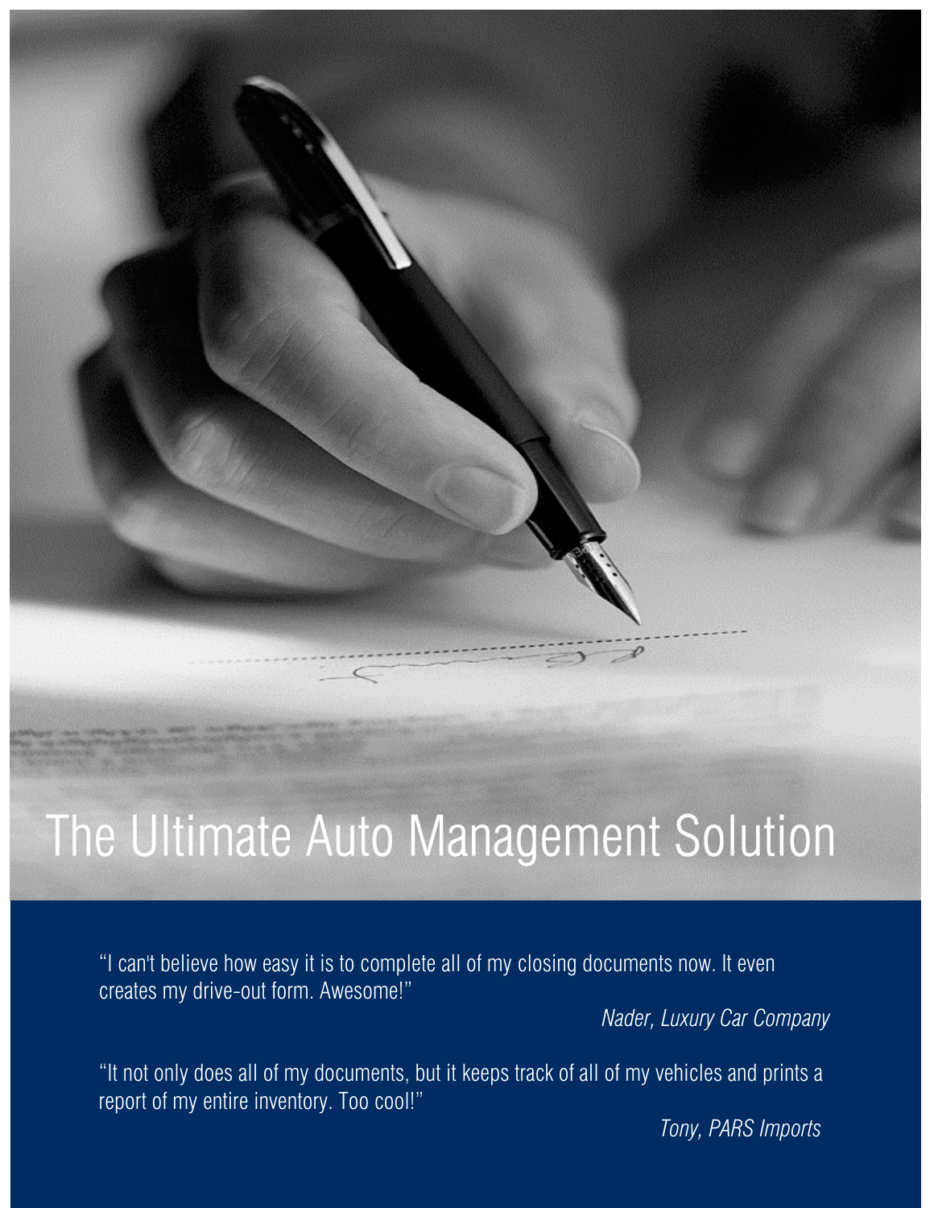# The Ultimate Auto Management Solution

"I can't believe how easy it is to complete all of my closing documents now. It even creates my drive-out form. Awesome!"

*Nader, Luxury Car Company*

"It not only does all of my documents, but it keeps track of all of my vehicles and prints a report of my entire inventory. Too cool!"

*Tony, PARS Imports*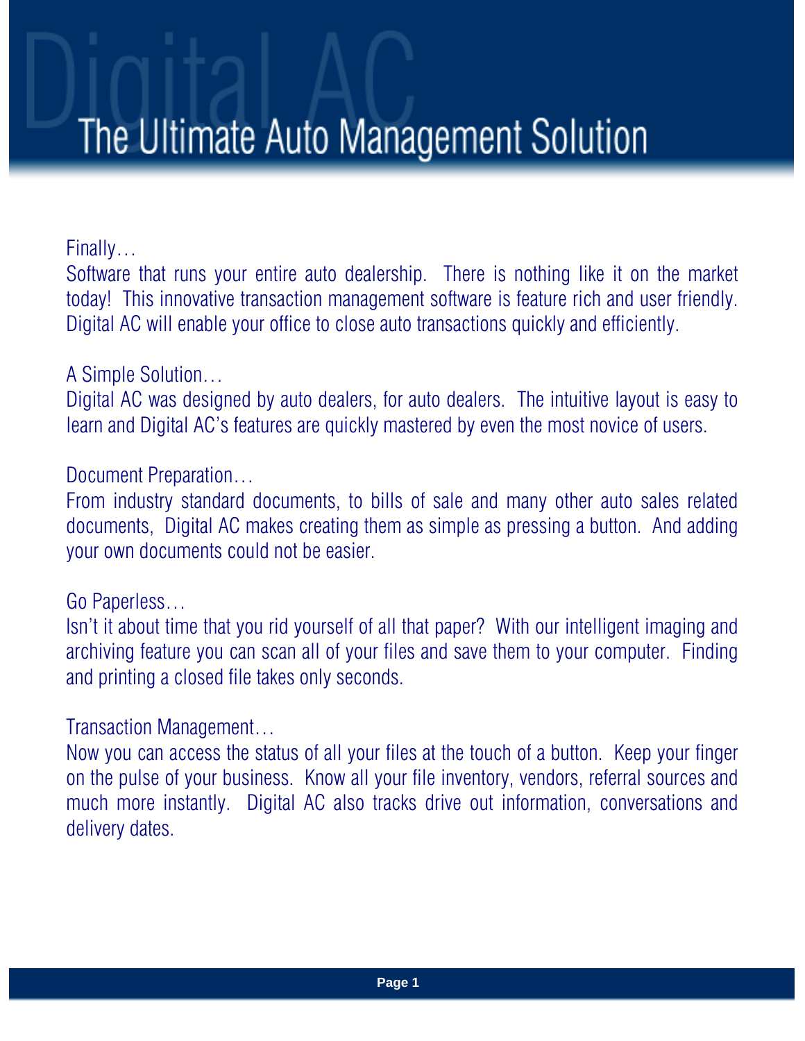# Digital AC

## The Ultimate Auto Management Solution

Finally…

Software that runs your entire auto dealership. There is nothing like it on the market today! This innovative transaction management software is feature rich and user friendly. Digital AC will enable your office to close auto transactions quickly and efficiently.

A Simple Solution…

Digital AC was designed by auto dealers, for auto dealers. The intuitive layout is easy to learn and Digital AC's features are quickly mastered by even the most novice of users.

Document Preparation…

From industry standard documents, to bills of sale and many other auto sales related documents, Digital AC makes creating them as simple as pressing a button. And adding your own documents could not be easier.

Go Paperless…

Isn't it about time that you rid yourself of all that paper? With our intelligent imaging and archiving feature you can scan all of your files and save them to your computer. Finding and printing a closed file takes only seconds.

Transaction Management…

Now you can access the status of all your files at the touch of a button. Keep your finger on the pulse of your business. Know all your file inventory, vendors, referral sources and much more instantly. Digital AC also tracks drive out information, conversations and delivery dates.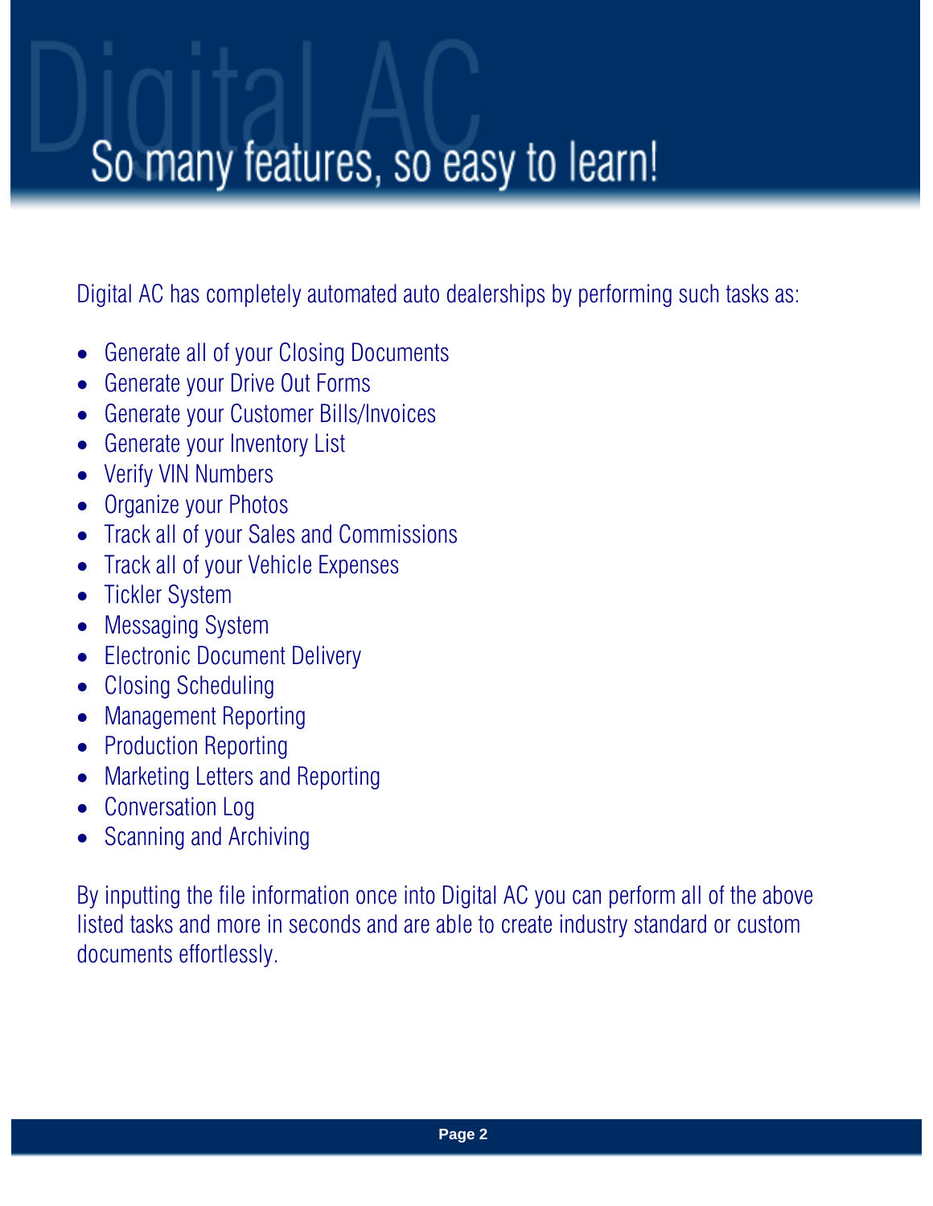# So many features, so easy to learn!

Digital AC has completely automated auto dealerships by performing such tasks as:

- Generate all of your Closing Documents
- Generate your Drive Out Forms
- Generate your Customer Bills/Invoices
- Generate your Inventory List
- Verify VIN Numbers
- Organize your Photos
- Track all of your Sales and Commissions
- Track all of your Vehicle Expenses
- Tickler System
- Messaging System
- Electronic Document Delivery
- Closing Scheduling
- Management Reporting
- Production Reporting
- Marketing Letters and Reporting
- Conversation Log
- Scanning and Archiving

By inputting the file information once into Digital AC you can perform all of the above listed tasks and more in seconds and are able to create industry standard or custom documents effortlessly.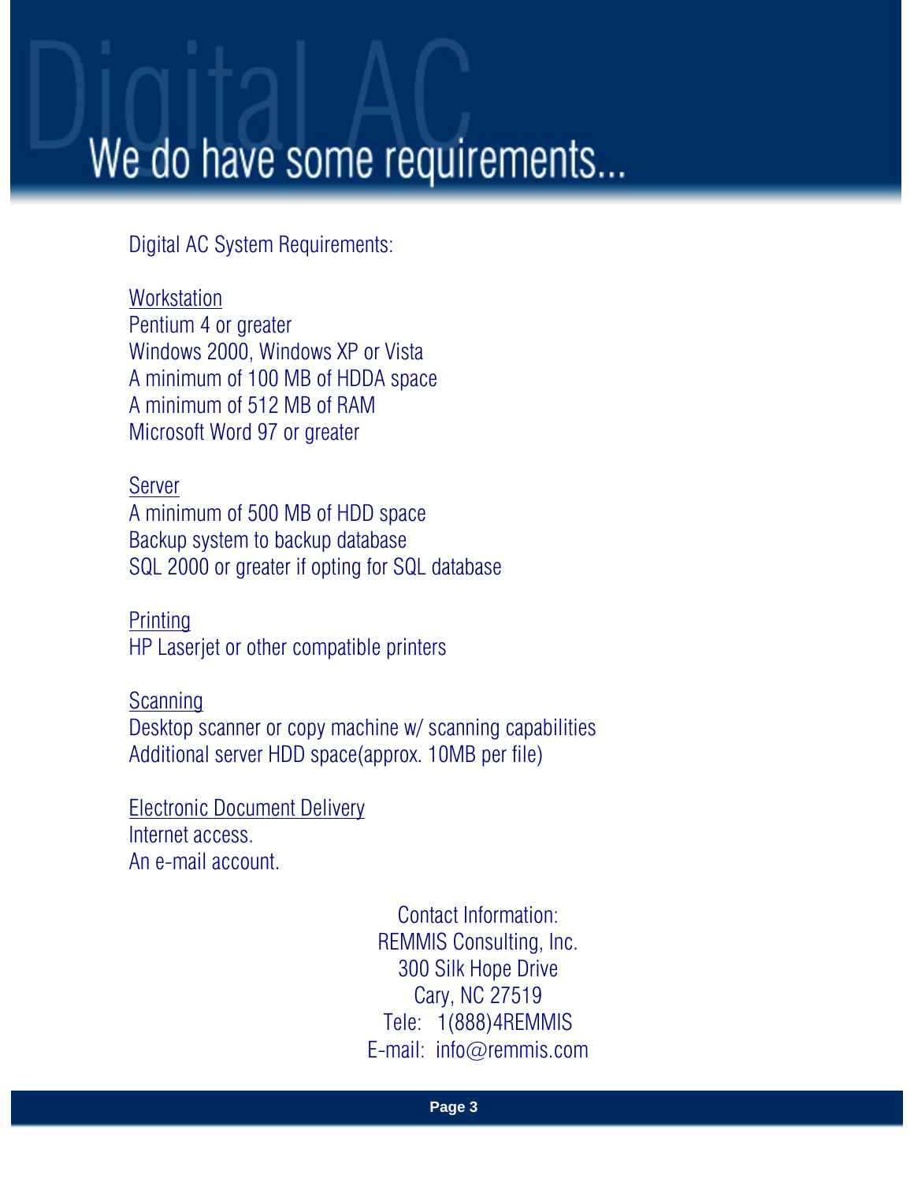# We do have some requirements...

Digital AC System Requirements:

<u>Workstation</u>
Pentium 4 or greater
Windows 2000, Windows XP or Vista
A minimum of 100 MB of HDDA space
A minimum of 512 MB of RAM
Microsoft Word 97 or greater

<u>Server</u>
A minimum of 500 MB of HDD space
Backup system to backup database
SQL 2000 or greater if opting for SQL database

<u>Printing</u>
HP Laserjet or other compatible printers

<u>Scanning</u>
Desktop scanner or copy machine w/ scanning capabilities
Additional server HDD space(approx. 10MB per file)

<u>Electronic Document Delivery</u>
Internet access.
An e-mail account.

Contact Information:
REMMIS Consulting, Inc.
300 Silk Hope Drive
Cary, NC 27519
Tele: 1(888)4REMMIS
E-mail: info@remmis.com